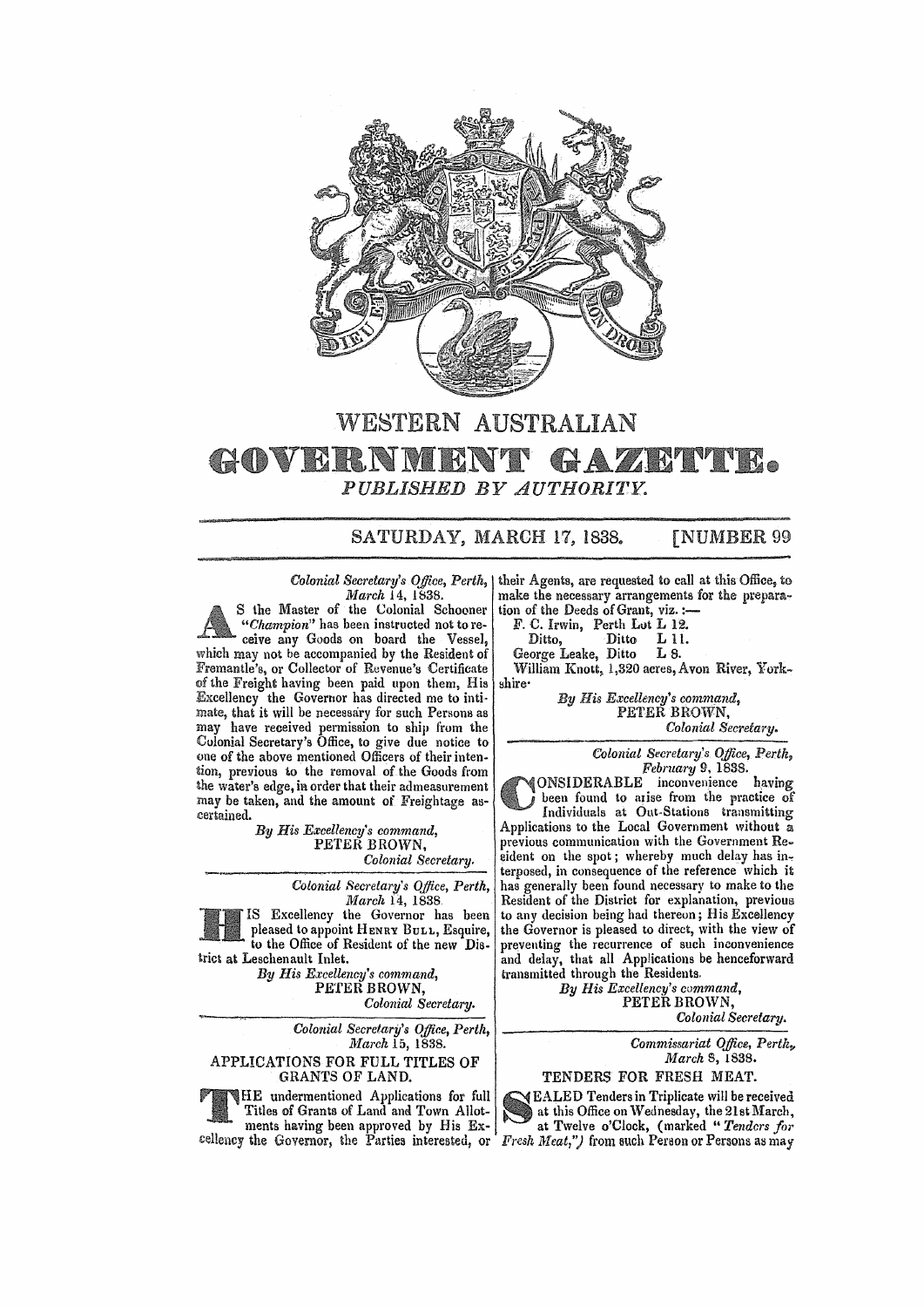# WESTERN AUSTRALIAN

# GOVERNMENT GAZETTE.

*PUBLISHED BY AUTHORITY.*

SATURDAY, MARCH 17, 1838. [NUMBER 99

*Colonial Secretary's Office, Perth,*
*March* 14, 1838.

AS the Master of the Colonial Schooner "*Champion*" has been instructed not to receive any Goods on board the Vessel, which may not be accompanied by the Resident of Fremantle's, or Collector of Revenue's Certificate of the Freight having been paid upon them, His Excellency the Governor has directed me to intimate, that it will be necessary for such Persons as may have received permission to ship from the Colonial Secretary's Office, to give due notice to one of the above mentioned Officers of their intention, previous to the removal of the Goods from the water's edge, in order that their admeasurement may be taken, and the amount of Freightage ascertained.

*By His Excellency's command,*
PETER BROWN,
*Colonial Secretary.*

---

*Colonial Secretary's Office, Perth,*
*March* 14, 1838

HIS Excellency the Governor has been pleased to appoint HENRY BULL, Esquire, to the Office of Resident of the new District at Leschenault Inlet.

*By His Excellency's command,*
PETER BROWN,
*Colonial Secretary.*

---

*Colonial Secretary's Office, Perth,*
*March* 15, 1838.

APPLICATIONS FOR FULL TITLES OF GRANTS OF LAND.

THE undermentioned Applications for full Titles of Grants of Land and Town Allotments having been approved by His Excellency the Governor, the Parties interested, or their Agents, are requested to call at this Office, to make the necessary arrangements for the preparation of the Deeds of Grant, viz.:—

F. C. Irwin, Perth Lot L 12.
Ditto, Ditto L 11.
George Leake, Ditto L 8.
William Knott, 1,320 acres, Avon River, Yorkshire.

*By His Excellency's command,*
PETER BROWN,
*Colonial Secretary.*

---

*Colonial Secretary's Office, Perth,*
*February* 9, 1838.

CONSIDERABLE inconvenience having been found to arise from the practice of Individuals at Out-Stations transmitting Applications to the Local Government without a previous communication with the Government Resident on the spot; whereby much delay has interposed, in consequence of the reference which it has generally been found necessary to make to the Resident of the District for explanation, previous to any decision being had thereon; His Excellency the Governor is pleased to direct, with the view of preventing the recurrence of such inconvenience and delay, that all Applications be henceforward transmitted through the Residents.

*By His Excellency's command,*
PETER BROWN,
*Colonial Secretary.*

---

*Commissariat Office, Perth,*
*March* 8, 1838.

TENDERS FOR FRESH MEAT.

SEALED Tenders in Triplicate will be received at this Office on Wednesday, the 21st March, at Twelve o'Clock, (marked "*Tenders for Fresh Meat*,") from such Person or Persons as may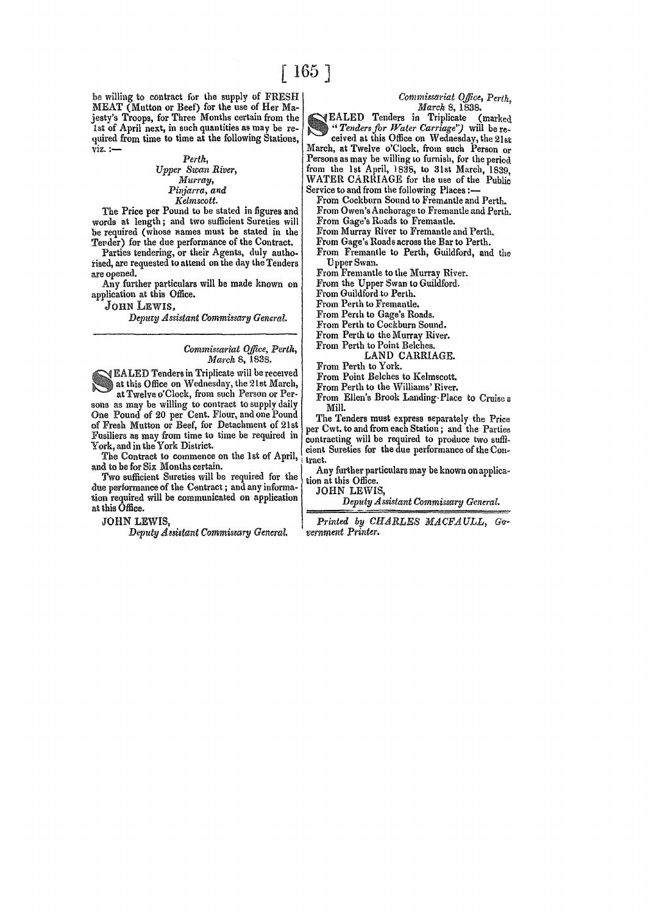be willing to contract for the supply of FRESH MEAT (Mutton or Beef) for the use of Her Majesty's Troops, for Three Months certain from the 1st of April next, in such quantities as may be required from time to time at the following Stations, viz. :—

*Perth,*
*Upper Swan River,*
*Murray,*
*Pinjarra, and*
*Kelmscott.*

The Price per Pound to be stated in figures and words at length; and two sufficient Sureties will be required (whose names must be stated in the Tender) for the due performance of the Contract.

Parties tendering, or their Agents, duly authorised, are requested to attend on the day the Tenders are opened.

Any further particulars will be made known on application at this Office.

JOHN LEWIS,
*Deputy Assistant Commissary General.*

---

*Commissariat Office, Perth,*
*March* 8, 1838.

SEALED Tenders in Triplicate will be received at this Office on Wednesday, the 21st March, at Twelve o'Clock, from such Person or Persons as may be willing to contract to supply daily One Pound of 20 per Cent. Flour, and one Pound of Fresh Mutton or Beef, for Detachment of 21st Fusiliers as may from time to time be required in York, and in the York District.

The Contract to commence on the 1st of April, and to be for Six Months certain.

Two sufficient Sureties will be required for the due performance of the Contract; and any information required will be communicated on application at this Office.

JOHN LEWIS,
*Deputy Assistant Commissary General.*

---

*Commissariat Office, Perth,*
*March* 8, 1838.

SEALED Tenders in Triplicate (marked "*Tenders for Water Carriage*") will be received at this Office on Wednesday, the 21st March, at Twelve o'Clock, from such Person or Persons as may be willing to furnish, for the period from the 1st April, 1838, to 31st March, 1839, WATER CARRIAGE for the use of the Public Service to and from the following Places :—

From Cockburn Sound to Fremantle and Perth.
From Owen's Anchorage to Fremantle and Perth.
From Gage's Roads to Fremantle.
From Murray River to Fremantle and Perth.
From Gage's Roads across the Bar to Perth.
From Fremantle to Perth, Guildford, and the Upper Swan.
From Fremantle to the Murray River.
From the Upper Swan to Guildford.
From Guildford to Perth.
From Perth to Fremantle.
From Perth to Gage's Roads.
From Perth to Cockburn Sound.
From Perth to the Murray River.
From Perth to Point Belches.

LAND CARRIAGE.

From Perth to York.
From Point Belches to Kelmscott.
From Perth to the Williams' River.
From Ellen's Brook Landing-Place to Cruise's Mill.

The Tenders must express separately the Price per Cwt. to and from each Station; and the Parties contracting will be required to produce two sufficient Sureties for the due performance of the Contract.

Any further particulars may be known on application at this Office.

JOHN LEWIS,
*Deputy Assistant Commissary General.*

---

*Printed by CHARLES MACFAULL, Government Printer.*